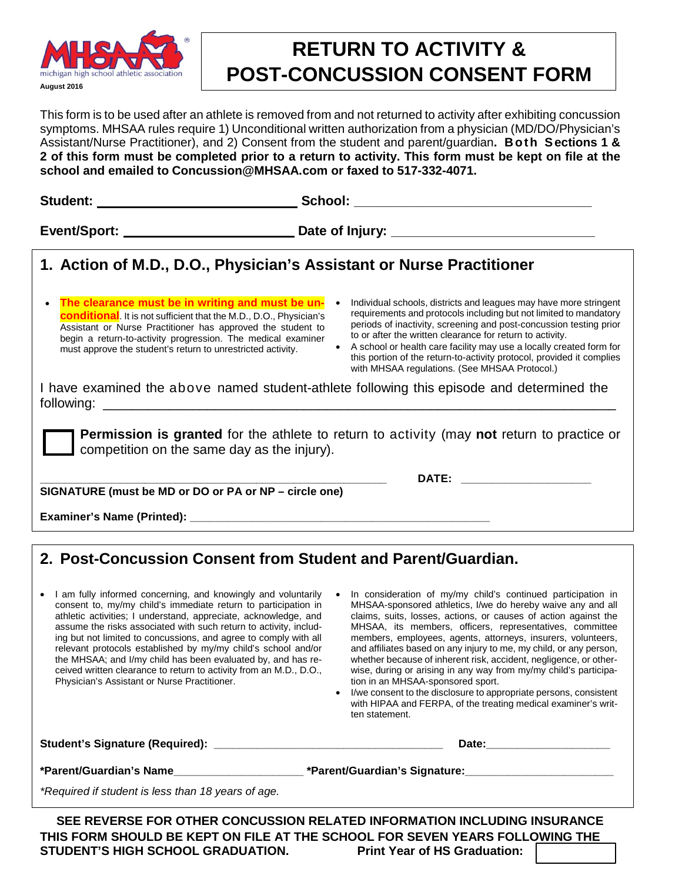MHSAA michigan high school athletic association

August 2016

# RETURN TO ACTIVITY & POST-CONCUSSION CONSENT FORM

This form is to be used after an athlete is removed from and not returned to activity after exhibiting concussion symptoms. MHSAA rules require 1) Unconditional written authorization from a physician (MD/DO/Physician's Assistant/Nurse Practitioner), and 2) Consent from the student and parent/guardian**. Both Sections 1 & 2 of this form must be completed prior to a return to activity. This form must be kept on file at the school and emailed to Concussion@MHSAA.com or faxed to 517-332-4071.**

**Student:** ____________________________ **School:** ____________________________

**Event/Sport:** ____________________________ **Date of Injury:** ____________________________

## 1. Action of M.D., D.O., Physician's Assistant or Nurse Practitioner

- **The clearance must be in writing and must be unconditional**. It is not sufficient that the M.D., D.O., Physician's Assistant or Nurse Practitioner has approved the student to begin a return-to-activity progression. The medical examiner must approve the student's return to unrestricted activity.
- Individual schools, districts and leagues may have more stringent requirements and protocols including but not limited to mandatory periods of inactivity, screening and post-concussion testing prior to or after the written clearance for return to activity.
- A school or health care facility may use a locally created form for this portion of the return-to-activity protocol, provided it complies with MHSAA regulations. (See MHSAA Protocol.)

I have examined the above named student-athlete following this episode and determined the following: ____________________________________________

☐ **Permission is granted** for the athlete to return to activity (may **not** return to practice or competition on the same day as the injury).

____________________________________________ **DATE:** ____________________

**SIGNATURE (must be MD or DO or PA or NP – circle one)**

**Examiner's Name (Printed):** ____________________________________________

## 2. Post-Concussion Consent from Student and Parent/Guardian.

- I am fully informed concerning, and knowingly and voluntarily consent to, my/my child's immediate return to participation in athletic activities; I understand, appreciate, acknowledge, and assume the risks associated with such return to activity, including but not limited to concussions, and agree to comply with all relevant protocols established by my/my child's school and/or the MHSAA; and I/my child has been evaluated by, and has received written clearance to return to activity from an M.D., D.O., Physician's Assistant or Nurse Practitioner.
- In consideration of my/my child's continued participation in MHSAA-sponsored athletics, I/we do hereby waive any and all claims, suits, losses, actions, or causes of action against the MHSAA, its members, officers, representatives, committee members, employees, agents, attorneys, insurers, volunteers, and affiliates based on any injury to me, my child, or any person, whether because of inherent risk, accident, negligence, or otherwise, during or arising in any way from my/my child's participation in an MHSAA-sponsored sport.
- I/we consent to the disclosure to appropriate persons, consistent with HIPAA and FERPA, of the treating medical examiner's written statement.

**Student's Signature (Required):** ____________________________________ **Date:** ____________________

**\*Parent/Guardian's Name** ____________________ **\*Parent/Guardian's Signature:** ________________________

*\*Required if student is less than 18 years of age.*

**SEE REVERSE FOR OTHER CONCUSSION RELATED INFORMATION INCLUDING INSURANCE**

**THIS FORM SHOULD BE KEPT ON FILE AT THE SCHOOL FOR SEVEN YEARS FOLLOWING THE STUDENT'S HIGH SCHOOL GRADUATION.** **Print Year of HS Graduation:** ☐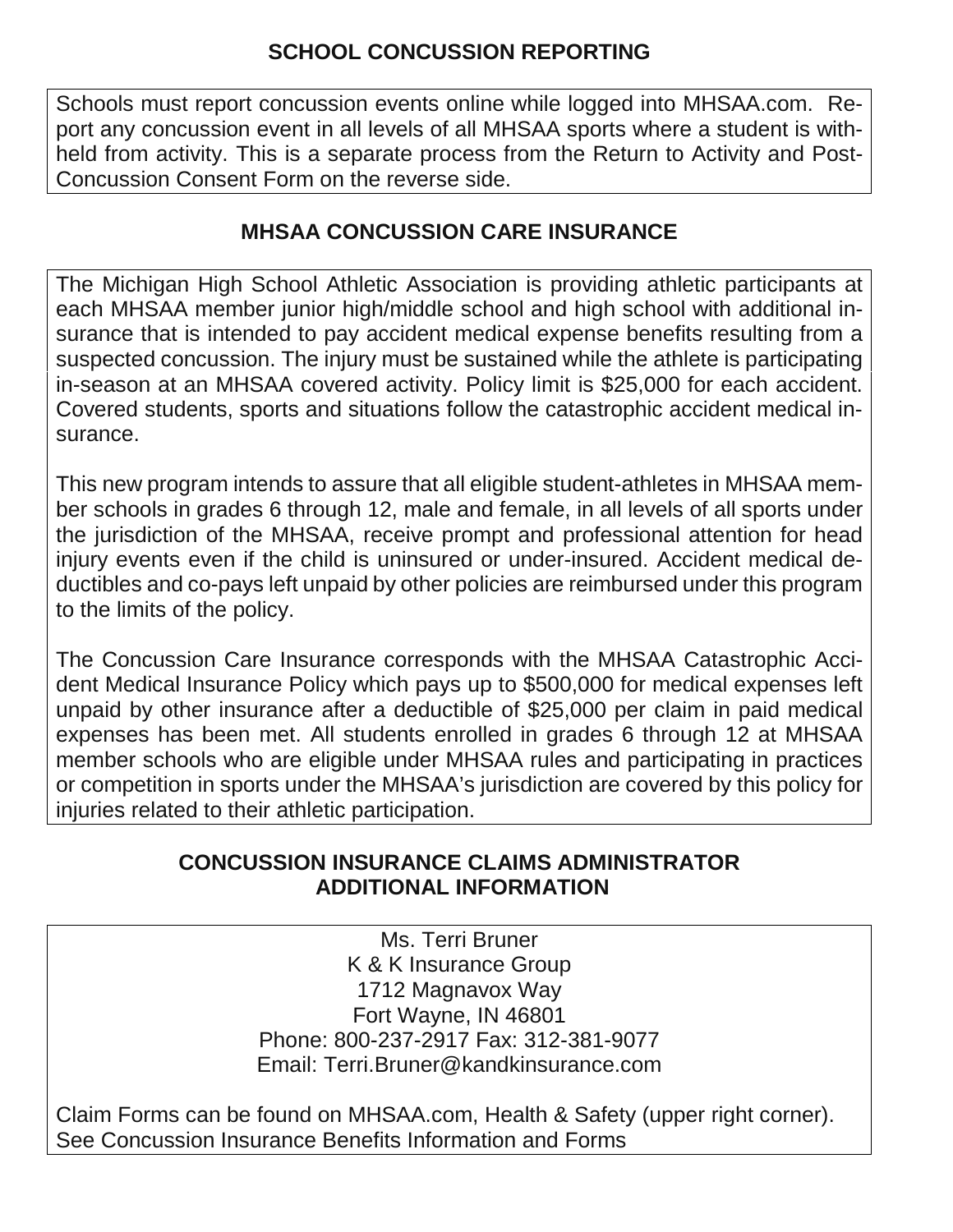## SCHOOL CONCUSSION REPORTING

Schools must report concussion events online while logged into MHSAA.com. Report any concussion event in all levels of all MHSAA sports where a student is withheld from activity. This is a separate process from the Return to Activity and Post-Concussion Consent Form on the reverse side.

## MHSAA CONCUSSION CARE INSURANCE

The Michigan High School Athletic Association is providing athletic participants at each MHSAA member junior high/middle school and high school with additional insurance that is intended to pay accident medical expense benefits resulting from a suspected concussion. The injury must be sustained while the athlete is participating in-season at an MHSAA covered activity. Policy limit is $25,000 for each accident. Covered students, sports and situations follow the catastrophic accident medical insurance.

This new program intends to assure that all eligible student-athletes in MHSAA member schools in grades 6 through 12, male and female, in all levels of all sports under the jurisdiction of the MHSAA, receive prompt and professional attention for head injury events even if the child is uninsured or under-insured. Accident medical deductibles and co-pays left unpaid by other policies are reimbursed under this program to the limits of the policy.

The Concussion Care Insurance corresponds with the MHSAA Catastrophic Accident Medical Insurance Policy which pays up to $500,000 for medical expenses left unpaid by other insurance after a deductible of $25,000 per claim in paid medical expenses has been met. All students enrolled in grades 6 through 12 at MHSAA member schools who are eligible under MHSAA rules and participating in practices or competition in sports under the MHSAA's jurisdiction are covered by this policy for injuries related to their athletic participation.

## CONCUSSION INSURANCE CLAIMS ADMINISTRATOR ADDITIONAL INFORMATION

Ms. Terri Bruner
K & K Insurance Group
1712 Magnavox Way
Fort Wayne, IN 46801
Phone: 800-237-2917 Fax: 312-381-9077
Email: Terri.Bruner@kandkinsurance.com

Claim Forms can be found on MHSAA.com, Health & Safety (upper right corner).
See Concussion Insurance Benefits Information and Forms